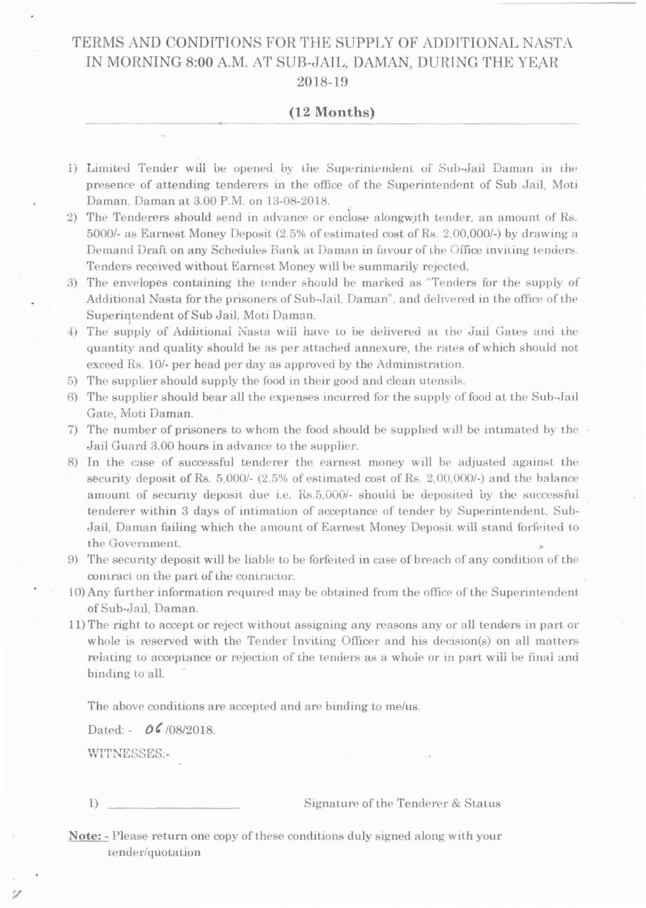# TERMS AND CONDITIONS FOR THE SUPPLY OF ADDITIONAL NASTA IN MORNING 8:00 A.M. AT SUB-JAIL, DAMAN, DURING THE YEAR 2018-19

## (12 Months)

1) Limited Tender will be opened by the Superintendent of Sub-Jail Daman in the presence of attending tenderers in the office of the Superintendent of Sub Jail, Moti Daman, Daman at 3.00 P.M. on 13-08-2018.
2) The Tenderers should send in advance or enclose alongwith tender, an amount of Rs. 5000/- as Earnest Money Deposit (2.5% of estimated cost of Rs. 2,00,000/-) by drawing a Demand Draft on any Schedules Bank at Daman in favour of the Office inviting tenders. Tenders received without Earnest Money will be summarily rejected.
3) The envelopes containing the tender should be marked as "Tenders for the supply of Additional Nasta for the prisoners of Sub-Jail, Daman", and delivered in the office of the Superintendent of Sub Jail, Moti Daman.
4) The supply of Additional Nasta will have to be delivered at the Jail Gates and the quantity and quality should be as per attached annexure, the rates of which should not exceed Rs. 10/- per head per day as approved by the Administration.
5) The supplier should supply the food in their good and clean utensils.
6) The supplier should bear all the expenses incurred for the supply of food at the Sub-Jail Gate, Moti Daman.
7) The number of prisoners to whom the food should be supplied will be intimated by the Jail Guard 3.00 hours in advance to the supplier.
8) In the case of successful tenderer the earnest money will be adjusted against the security deposit of Rs. 5,000/- (2.5% of estimated cost of Rs. 2,00,000/-) and the balance amount of security deposit due i.e. Rs.5,000/- should be deposited by the successful tenderer within 3 days of intimation of acceptance of tender by Superintendent, Sub-Jail, Daman failing which the amount of Earnest Money Deposit will stand forfeited to the Government.
9) The security deposit will be liable to be forfeited in case of breach of any condition of the contract on the part of the contractor.
10) Any further information required may be obtained from the office of the Superintendent of Sub-Jail, Daman.
11) The right to accept or reject without assigning any reasons any or all tenders in part or whole is reserved with the Tender Inviting Officer and his decision(s) on all matters relating to acceptance or rejection of the tenders as a whole or in part will be final and binding to all.

The above conditions are accepted and are binding to me/us.

Dated: - 06 /08/2018.

WITNESSES:-

1) ____________________ Signature of the Tenderer & Status

**Note:** - Please return one copy of these conditions duly signed along with your tender/quotation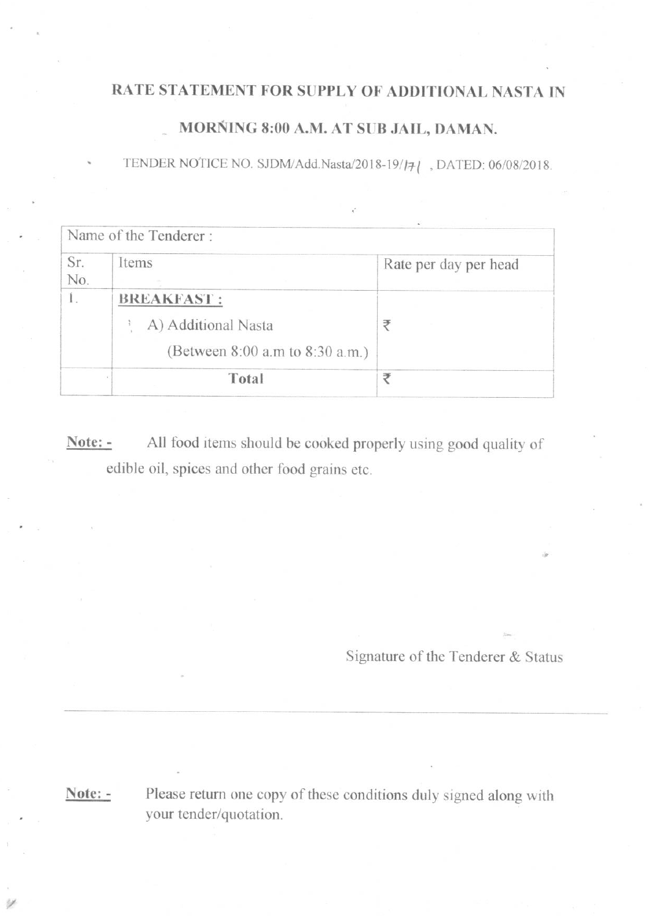# RATE STATEMENT FOR SUPPLY OF ADDITIONAL NASTA IN MORNING 8:00 A.M. AT SUB JAIL, DAMAN.

TENDER NOTICE NO. SJDM/Add.Nasta/2018-19/171 , DATED: 06/08/2018.

| Name of the Tenderer : | | |
|---|---|---|
| Sr. No. | Items | Rate per day per head |
| 1. | **BREAKFAST :**<br>A) Additional Nasta<br>(Between 8:00 a.m to 8:30 a.m.) | ₹ |
| | **Total** | ₹ |

**Note: -** All food items should be cooked properly using good quality of edible oil, spices and other food grains etc.

Signature of the Tenderer & Status

**Note: -** Please return one copy of these conditions duly signed along with your tender/quotation.